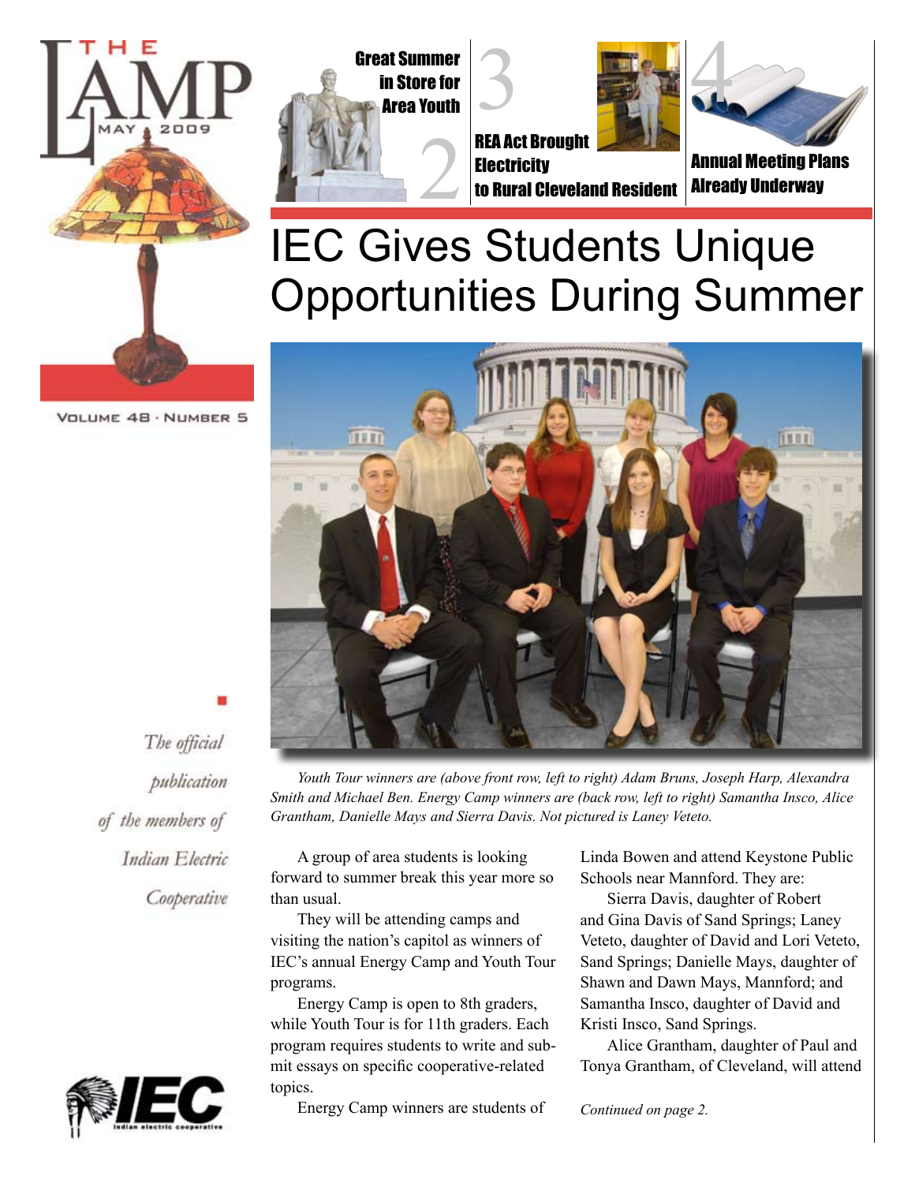# THE LAMP

MAY 2009

VOLUME 48 · NUMBER 5

*The official publication of the members of Indian Electric Cooperative*

2 Great Summer in Store for Area Youth

3 REA Act Brought Electricity to Rural Cleveland Resident

4 Annual Meeting Plans Already Underway

# IEC Gives Students Unique Opportunities During Summer

*Youth Tour winners are (above front row, left to right) Adam Bruns, Joseph Harp, Alexandra Smith and Michael Ben. Energy Camp winners are (back row, left to right) Samantha Insco, Alice Grantham, Danielle Mays and Sierra Davis. Not pictured is Laney Veteto.*

A group of area students is looking forward to summer break this year more so than usual.

They will be attending camps and visiting the nation's capitol as winners of IEC's annual Energy Camp and Youth Tour programs.

Energy Camp is open to 8th graders, while Youth Tour is for 11th graders. Each program requires students to write and submit essays on specific cooperative-related topics.

Energy Camp winners are students of Linda Bowen and attend Keystone Public Schools near Mannford. They are:

Sierra Davis, daughter of Robert and Gina Davis of Sand Springs; Laney Veteto, daughter of David and Lori Veteto, Sand Springs; Danielle Mays, daughter of Shawn and Dawn Mays, Mannford; and Samantha Insco, daughter of David and Kristi Insco, Sand Springs.

Alice Grantham, daughter of Paul and Tonya Grantham, of Cleveland, will attend

*Continued on page 2.*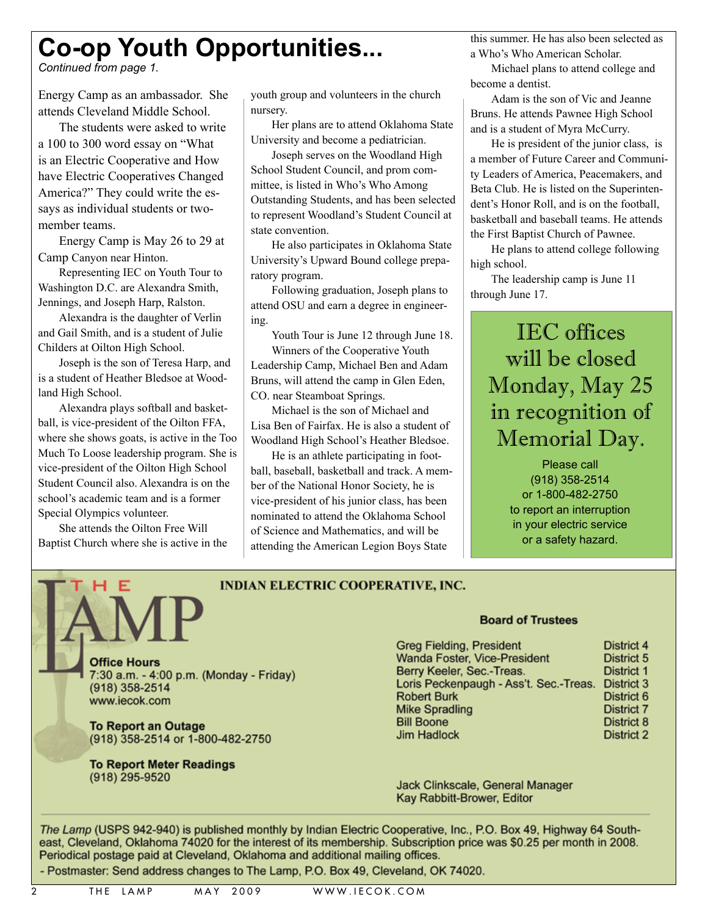# Co-op Youth Opportunities...

*Continued from page 1.*

Energy Camp as an ambassador. She attends Cleveland Middle School.

The students were asked to write a 100 to 300 word essay on "What is an Electric Cooperative and How have Electric Cooperatives Changed America?" They could write the essays as individual students or two-member teams.

Energy Camp is May 26 to 29 at Camp Canyon near Hinton.

Representing IEC on Youth Tour to Washington D.C. are Alexandra Smith, Jennings, and Joseph Harp, Ralston.

Alexandra is the daughter of Verlin and Gail Smith, and is a student of Julie Childers at Oilton High School.

Joseph is the son of Teresa Harp, and is a student of Heather Bledsoe at Woodland High School.

Alexandra plays softball and basketball, is vice-president of the Oilton FFA, where she shows goats, is active in the Too Much To Loose leadership program. She is vice-president of the Oilton High School Student Council also. Alexandra is on the school's academic team and is a former Special Olympics volunteer.

She attends the Oilton Free Will Baptist Church where she is active in the youth group and volunteers in the church nursery.

Her plans are to attend Oklahoma State University and become a pediatrician.

Joseph serves on the Woodland High School Student Council, and prom committee, is listed in Who's Who Among Outstanding Students, and has been selected to represent Woodland's Student Council at state convention.

He also participates in Oklahoma State University's Upward Bound college preparatory program.

Following graduation, Joseph plans to attend OSU and earn a degree in engineering.

Youth Tour is June 12 through June 18.

Winners of the Cooperative Youth Leadership Camp, Michael Ben and Adam Bruns, will attend the camp in Glen Eden, CO. near Steamboat Springs.

Michael is the son of Michael and Lisa Ben of Fairfax. He is also a student of Woodland High School's Heather Bledsoe.

He is an athlete participating in football, baseball, basketball and track. A member of the National Honor Society, he is vice-president of his junior class, has been nominated to attend the Oklahoma School of Science and Mathematics, and will be attending the American Legion Boys State this summer. He has also been selected as a Who's Who American Scholar.

Michael plans to attend college and become a dentist.

Adam is the son of Vic and Jeanne Bruns. He attends Pawnee High School and is a student of Myra McCurry.

He is president of the junior class, is a member of Future Career and Community Leaders of America, Peacemakers, and Beta Club. He is listed on the Superintendent's Honor Roll, and is on the football, basketball and baseball teams. He attends the First Baptist Church of Pawnee.

He plans to attend college following high school.

The leadership camp is June 11 through June 17.

## IEC offices will be closed Monday, May 25 in recognition of Memorial Day.

Please call (918) 358-2514 or 1-800-482-2750 to report an interruption in your electric service or a safety hazard.

---

# THE LAMP

## INDIAN ELECTRIC COOPERATIVE, INC.

**Office Hours**
7:30 a.m. - 4:00 p.m. (Monday - Friday)
(918) 358-2514
www.iecok.com

**To Report an Outage**
(918) 358-2514 or 1-800-482-2750

**To Report Meter Readings**
(918) 295-9520

**Board of Trustees**

| | |
|---|---|
| Greg Fielding, President | District 4 |
| Wanda Foster, Vice-President | District 5 |
| Berry Keeler, Sec.-Treas. | District 1 |
| Loris Peckenpaugh - Ass't. Sec.-Treas. | District 3 |
| Robert Burk | District 6 |
| Mike Spradling | District 7 |
| Bill Boone | District 8 |
| Jim Hadlock | District 2 |

Jack Clinkscale, General Manager
Kay Rabbitt-Brower, Editor

*The Lamp* (USPS 942-940) is published monthly by Indian Electric Cooperative, Inc., P.O. Box 49, Highway 64 Southeast, Cleveland, Oklahoma 74020 for the interest of its membership. Subscription price was $0.25 per month in 2008. Periodical postage paid at Cleveland, Oklahoma and additional mailing offices.

- Postmaster: Send address changes to The Lamp, P.O. Box 49, Cleveland, OK 74020.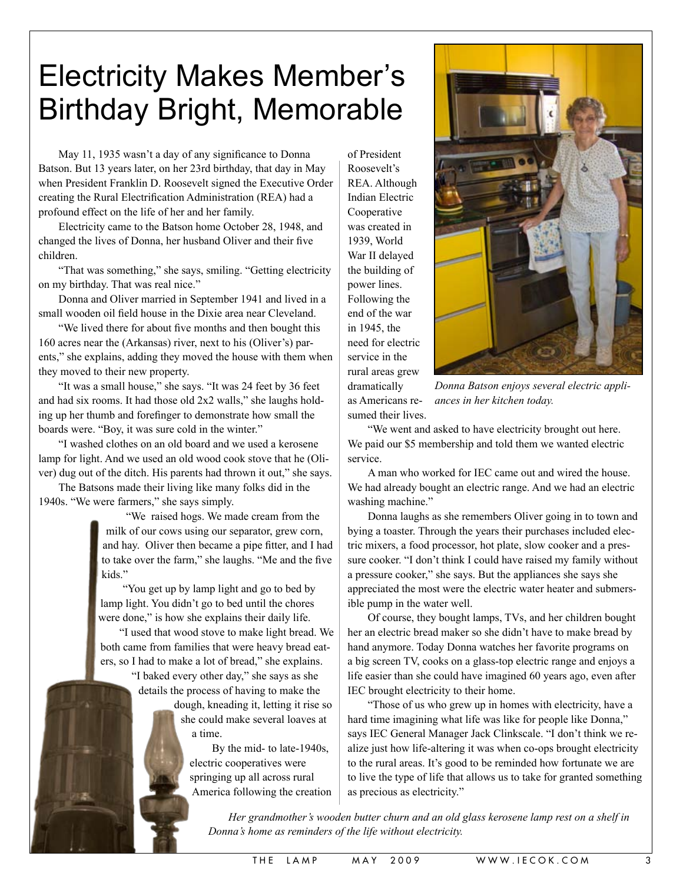# Electricity Makes Member's Birthday Bright, Memorable

May 11, 1935 wasn't a day of any significance to Donna Batson. But 13 years later, on her 23rd birthday, that day in May when President Franklin D. Roosevelt signed the Executive Order creating the Rural Electrification Administration (REA) had a profound effect on the life of her and her family.

Electricity came to the Batson home October 28, 1948, and changed the lives of Donna, her husband Oliver and their five children.

"That was something," she says, smiling. "Getting electricity on my birthday. That was real nice."

Donna and Oliver married in September 1941 and lived in a small wooden oil field house in the Dixie area near Cleveland.

"We lived there for about five months and then bought this 160 acres near the (Arkansas) river, next to his (Oliver's) parents," she explains, adding they moved the house with them when they moved to their new property.

"It was a small house," she says. "It was 24 feet by 36 feet and had six rooms. It had those old 2x2 walls," she laughs holding up her thumb and forefinger to demonstrate how small the boards were. "Boy, it was sure cold in the winter."

"I washed clothes on an old board and we used a kerosene lamp for light. And we used an old wood cook stove that he (Oliver) dug out of the ditch. His parents had thrown it out," she says.

The Batsons made their living like many folks did in the 1940s. "We were farmers," she says simply.

"We raised hogs. We made cream from the milk of our cows using our separator, grew corn, and hay. Oliver then became a pipe fitter, and I had to take over the farm," she laughs. "Me and the five kids."

"You get up by lamp light and go to bed by lamp light. You didn't go to bed until the chores were done," is how she explains their daily life.

"I used that wood stove to make light bread. We both came from families that were heavy bread eaters, so I had to make a lot of bread," she explains.

"I baked every other day," she says as she details the process of having to make the dough, kneading it, letting it rise so she could make several loaves at a time.

By the mid- to late-1940s, electric cooperatives were springing up all across rural America following the creation of President Roosevelt's REA. Although Indian Electric Cooperative was created in 1939, World War II delayed the building of power lines. Following the end of the war in 1945, the need for electric service in the rural areas grew dramatically as Americans resumed their lives.

*Donna Batson enjoys several electric appliances in her kitchen today.*

"We went and asked to have electricity brought out here. We paid our $5 membership and told them we wanted electric service.

A man who worked for IEC came out and wired the house. We had already bought an electric range. And we had an electric washing machine."

Donna laughs as she remembers Oliver going in to town and bying a toaster. Through the years their purchases included electric mixers, a food processor, hot plate, slow cooker and a pressure cooker. "I don't think I could have raised my family without a pressure cooker," she says. But the appliances she says she appreciated the most were the electric water heater and submersible pump in the water well.

Of course, they bought lamps, TVs, and her children bought her an electric bread maker so she didn't have to make bread by hand anymore. Today Donna watches her favorite programs on a big screen TV, cooks on a glass-top electric range and enjoys a life easier than she could have imagined 60 years ago, even after IEC brought electricity to their home.

"Those of us who grew up in homes with electricity, have a hard time imagining what life was like for people like Donna," says IEC General Manager Jack Clinkscale. "I don't think we realize just how life-altering it was when co-ops brought electricity to the rural areas. It's good to be reminded how fortunate we are to live the type of life that allows us to take for granted something as precious as electricity."

*Her grandmother's wooden butter churn and an old glass kerosene lamp rest on a shelf in Donna's home as reminders of the life without electricity.*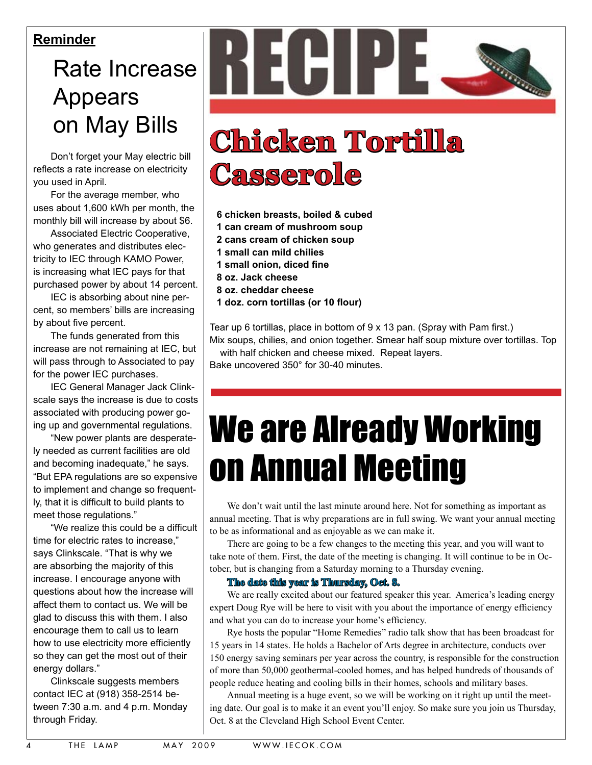**Reminder**

# Rate Increase Appears on May Bills

Don't forget your May electric bill reflects a rate increase on electricity you used in April.

For the average member, who uses about 1,600 kWh per month, the monthly bill will increase by about $6.

Associated Electric Cooperative, who generates and distributes electricity to IEC through KAMO Power, is increasing what IEC pays for that purchased power by about 14 percent.

IEC is absorbing about nine percent, so members' bills are increasing by about five percent.

The funds generated from this increase are not remaining at IEC, but will pass through to Associated to pay for the power IEC purchases.

IEC General Manager Jack Clinkscale says the increase is due to costs associated with producing power going up and governmental regulations.

"New power plants are desperately needed as current facilities are old and becoming inadequate," he says. "But EPA regulations are so expensive to implement and change so frequently, that it is difficult to build plants to meet those regulations."

"We realize this could be a difficult time for electric rates to increase," says Clinkscale. "That is why we are absorbing the majority of this increase. I encourage anyone with questions about how the increase will affect them to contact us. We will be glad to discuss this with them. I also encourage them to call us to learn how to use electricity more efficiently so they can get the most out of their energy dollars."

Clinkscale suggests members contact IEC at (918) 358-2514 between 7:30 a.m. and 4 p.m. Monday through Friday.

# RECIPE

## Chicken Tortilla Casserole

**6 chicken breasts, boiled & cubed**
**1 can cream of mushroom soup**
**2 cans cream of chicken soup**
**1 small can mild chilies**
**1 small onion, diced fine**
**8 oz. Jack cheese**
**8 oz. cheddar cheese**
**1 doz. corn tortillas (or 10 flour)**

Tear up 6 tortillas, place in bottom of 9 x 13 pan. (Spray with Pam first.)
Mix soups, chilies, and onion together. Smear half soup mixture over tortillas. Top with half chicken and cheese mixed. Repeat layers.
Bake uncovered 350° for 30-40 minutes.

# We are Already Working on Annual Meeting

We don't wait until the last minute around here. Not for something as important as annual meeting. That is why preparations are in full swing. We want your annual meeting to be as informational and as enjoyable as we can make it.

There are going to be a few changes to the meeting this year, and you will want to take note of them. First, the date of the meeting is changing. It will continue to be in October, but is changing from a Saturday morning to a Thursday evening.

**The date this year is Thursday, Oct. 8.**

We are really excited about our featured speaker this year. America's leading energy expert Doug Rye will be here to visit with you about the importance of energy efficiency and what you can do to increase your home's efficiency.

Rye hosts the popular "Home Remedies" radio talk show that has been broadcast for 15 years in 14 states. He holds a Bachelor of Arts degree in architecture, conducts over 150 energy saving seminars per year across the country, is responsible for the construction of more than 50,000 geothermal-cooled homes, and has helped hundreds of thousands of people reduce heating and cooling bills in their homes, schools and military bases.

Annual meeting is a huge event, so we will be working on it right up until the meeting date. Our goal is to make it an event you'll enjoy. So make sure you join us Thursday, Oct. 8 at the Cleveland High School Event Center.